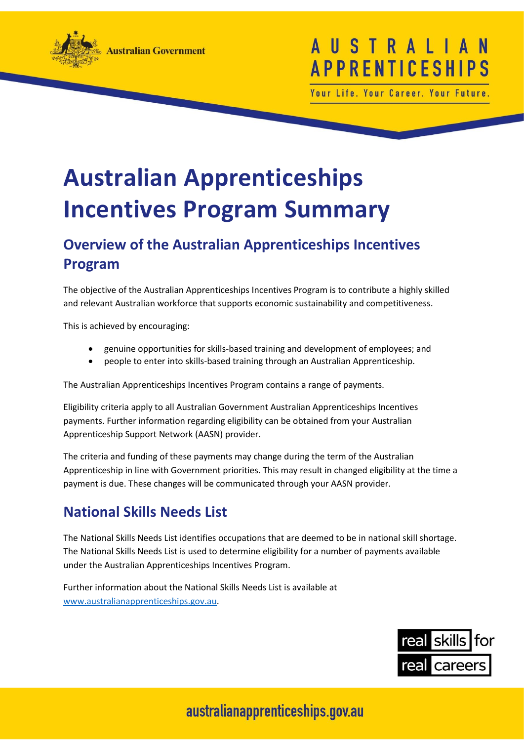# Australian Apprenticeships Incentives Program Summary

## Overview of the Australian Apprenticeships Incentives Program

The objective of the Australian Apprenticeships Incentives Program is to contribute a highly skilled and relevant Australian workforce that supports economic sustainability and competitiveness.

This is achieved by encouraging:

- genuine opportunities for skills-based training and development of employees; and
- people to enter into skills-based training through an Australian Apprenticeship.

The Australian Apprenticeships Incentives Program contains a range of payments.

Eligibility criteria apply to all Australian Government Australian Apprenticeships Incentives payments. Further information regarding eligibility can be obtained from your Australian Apprenticeship Support Network (AASN) provider.

The criteria and funding of these payments may change during the term of the Australian Apprenticeship in line with Government priorities. This may result in changed eligibility at the time a payment is due. These changes will be communicated through your AASN provider.

## National Skills Needs List

The National Skills Needs List identifies occupations that are deemed to be in national skill shortage. The National Skills Needs List is used to determine eligibility for a number of payments available under the Australian Apprenticeships Incentives Program.

Further information about the National Skills Needs List is available at [www.australianapprenticeships.gov.au](www.australianapprenticeships.gov.au).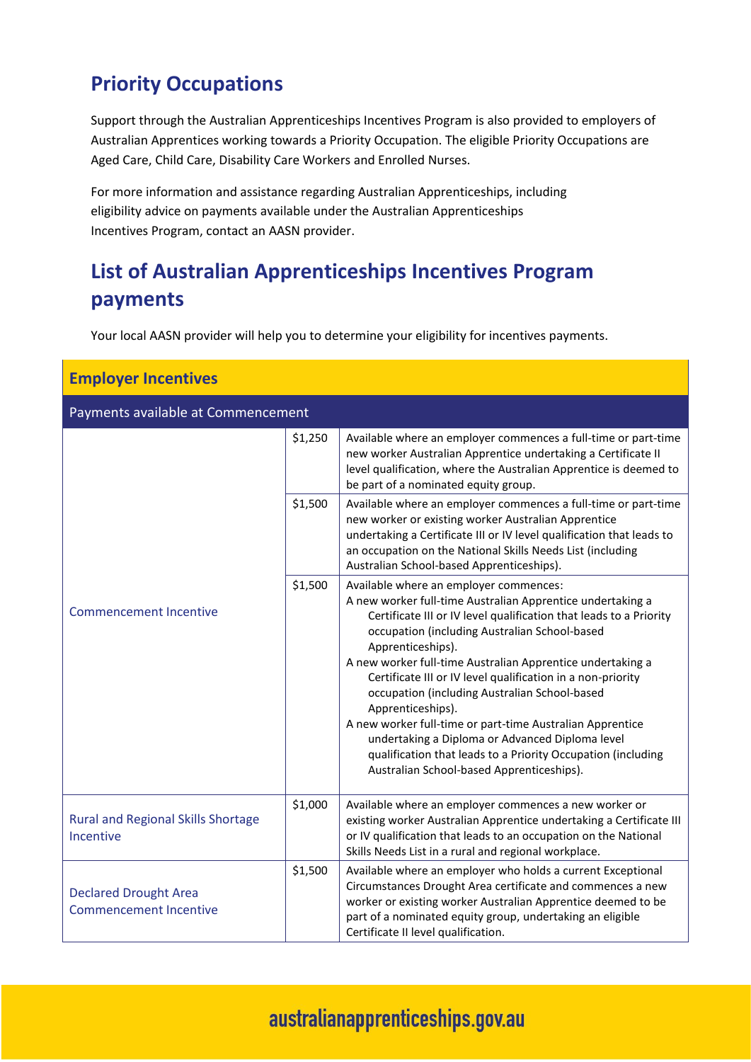## Priority Occupations

Support through the Australian Apprenticeships Incentives Program is also provided to employers of Australian Apprentices working towards a Priority Occupation. The eligible Priority Occupations are Aged Care, Child Care, Disability Care Workers and Enrolled Nurses.

For more information and assistance regarding Australian Apprenticeships, including eligibility advice on payments available under the Australian Apprenticeships Incentives Program, contact an AASN provider.

## List of Australian Apprenticeships Incentives Program payments

Your local AASN provider will help you to determine your eligibility for incentives payments.

| **Employer Incentives** | | |
|---|---|---|
| Payments available at Commencement | | |
| Commencement Incentive | $1,250 | Available where an employer commences a full-time or part-time new worker Australian Apprentice undertaking a Certificate II level qualification, where the Australian Apprentice is deemed to be part of a nominated equity group. |
| | $1,500 | Available where an employer commences a full-time or part-time new worker or existing worker Australian Apprentice undertaking a Certificate III or IV level qualification that leads to an occupation on the National Skills Needs List (including Australian School-based Apprenticeships). |
| | $1,500 | Available where an employer commences:<br>A new worker full-time Australian Apprentice undertaking a Certificate III or IV level qualification that leads to a Priority occupation (including Australian School-based Apprenticeships).<br>A new worker full-time Australian Apprentice undertaking a Certificate III or IV level qualification in a non-priority occupation (including Australian School-based Apprenticeships).<br>A new worker full-time or part-time Australian Apprentice undertaking a Diploma or Advanced Diploma level qualification that leads to a Priority Occupation (including Australian School-based Apprenticeships). |
| Rural and Regional Skills Shortage Incentive | $1,000 | Available where an employer commences a new worker or existing worker Australian Apprentice undertaking a Certificate III or IV qualification that leads to an occupation on the National Skills Needs List in a rural and regional workplace. |
| Declared Drought Area Commencement Incentive | $1,500 | Available where an employer who holds a current Exceptional Circumstances Drought Area certificate and commences a new worker or existing worker Australian Apprentice deemed to be part of a nominated equity group, undertaking an eligible Certificate II level qualification. |

australianapprenticeships.gov.au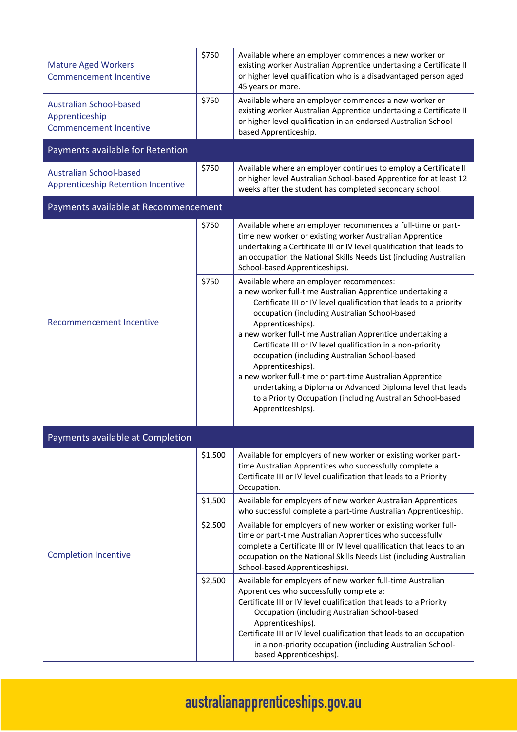| | | |
|---|---|---|
| Mature Aged Workers Commencement Incentive | $750 | Available where an employer commences a new worker or existing worker Australian Apprentice undertaking a Certificate II or higher level qualification who is a disadvantaged person aged 45 years or more. |
| Australian School-based Apprenticeship Commencement Incentive | $750 | Available where an employer commences a new worker or existing worker Australian Apprentice undertaking a Certificate II or higher level qualification in an endorsed Australian School-based Apprenticeship. |
| **Payments available for Retention** | | |
| Australian School-based Apprenticeship Retention Incentive | $750 | Available where an employer continues to employ a Certificate II or higher level Australian School-based Apprentice for at least 12 weeks after the student has completed secondary school. |
| **Payments available at Recommencement** | | |
| Recommencement Incentive | $750 | Available where an employer recommences a full-time or part-time new worker or existing worker Australian Apprentice undertaking a Certificate III or IV level qualification that leads to an occupation the National Skills Needs List (including Australian School-based Apprenticeships). |
| | $750 | Available where an employer recommences:<br>a new worker full-time Australian Apprentice undertaking a Certificate III or IV level qualification that leads to a priority occupation (including Australian School-based Apprenticeships).<br>a new worker full-time Australian Apprentice undertaking a Certificate III or IV level qualification in a non-priority occupation (including Australian School-based Apprenticeships).<br>a new worker full-time or part-time Australian Apprentice undertaking a Diploma or Advanced Diploma level that leads to a Priority Occupation (including Australian School-based Apprenticeships). |
| **Payments available at Completion** | | |
| Completion Incentive | $1,500 | Available for employers of new worker or existing worker part-time Australian Apprentices who successfully complete a Certificate III or IV level qualification that leads to a Priority Occupation. |
| | $1,500 | Available for employers of new worker Australian Apprentices who successful complete a part-time Australian Apprenticeship. |
| | $2,500 | Available for employers of new worker or existing worker full-time or part-time Australian Apprentices who successfully complete a Certificate III or IV level qualification that leads to an occupation on the National Skills Needs List (including Australian School-based Apprenticeships). |
| | $2,500 | Available for employers of new worker full-time Australian Apprentices who successfully complete a:<br>Certificate III or IV level qualification that leads to a Priority Occupation (including Australian School-based Apprenticeships).<br>Certificate III or IV level qualification that leads to an occupation in a non-priority occupation (including Australian School-based Apprenticeships). |

australianapprenticeships.gov.au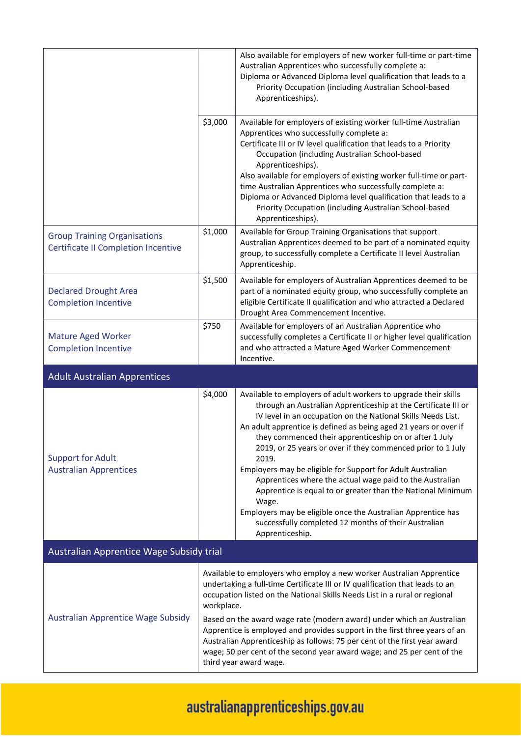| | | |
|---|---|---|
| | | Also available for employers of new worker full-time or part-time Australian Apprentices who successfully complete a:<br>Diploma or Advanced Diploma level qualification that leads to a Priority Occupation (including Australian School-based Apprenticeships). |
| | $3,000 | Available for employers of existing worker full-time Australian Apprentices who successfully complete a:<br>Certificate III or IV level qualification that leads to a Priority Occupation (including Australian School-based Apprenticeships).<br>Also available for employers of existing worker full-time or part-time Australian Apprentices who successfully complete a:<br>Diploma or Advanced Diploma level qualification that leads to a Priority Occupation (including Australian School-based Apprenticeships). |
| Group Training Organisations Certificate II Completion Incentive | $1,000 | Available for Group Training Organisations that support Australian Apprentices deemed to be part of a nominated equity group, to successfully complete a Certificate II level Australian Apprenticeship. |
| Declared Drought Area Completion Incentive | $1,500 | Available for employers of Australian Apprentices deemed to be part of a nominated equity group, who successfully complete an eligible Certificate II qualification and who attracted a Declared Drought Area Commencement Incentive. |
| Mature Aged Worker Completion Incentive | $750 | Available for employers of an Australian Apprentice who successfully completes a Certificate II or higher level qualification and who attracted a Mature Aged Worker Commencement Incentive. |
| **Adult Australian Apprentices** | | |
| Support for Adult Australian Apprentices | $4,000 | Available to employers of adult workers to upgrade their skills through an Australian Apprenticeship at the Certificate III or IV level in an occupation on the National Skills Needs List.<br>An adult apprentice is defined as being aged 21 years or over if they commenced their apprenticeship on or after 1 July 2019, or 25 years or over if they commenced prior to 1 July 2019.<br>Employers may be eligible for Support for Adult Australian Apprentices where the actual wage paid to the Australian Apprentice is equal to or greater than the National Minimum Wage.<br>Employers may be eligible once the Australian Apprentice has successfully completed 12 months of their Australian Apprenticeship. |
| **Australian Apprentice Wage Subsidy trial** | | |
| Australian Apprentice Wage Subsidy | Available to employers who employ a new worker Australian Apprentice undertaking a full-time Certificate III or IV qualification that leads to an occupation listed on the National Skills Needs List in a rural or regional workplace.<br>Based on the award wage rate (modern award) under which an Australian Apprentice is employed and provides support in the first three years of an Australian Apprenticeship as follows: 75 per cent of the first year award wage; 50 per cent of the second year award wage; and 25 per cent of the third year award wage. | |

australianapprenticeships.gov.au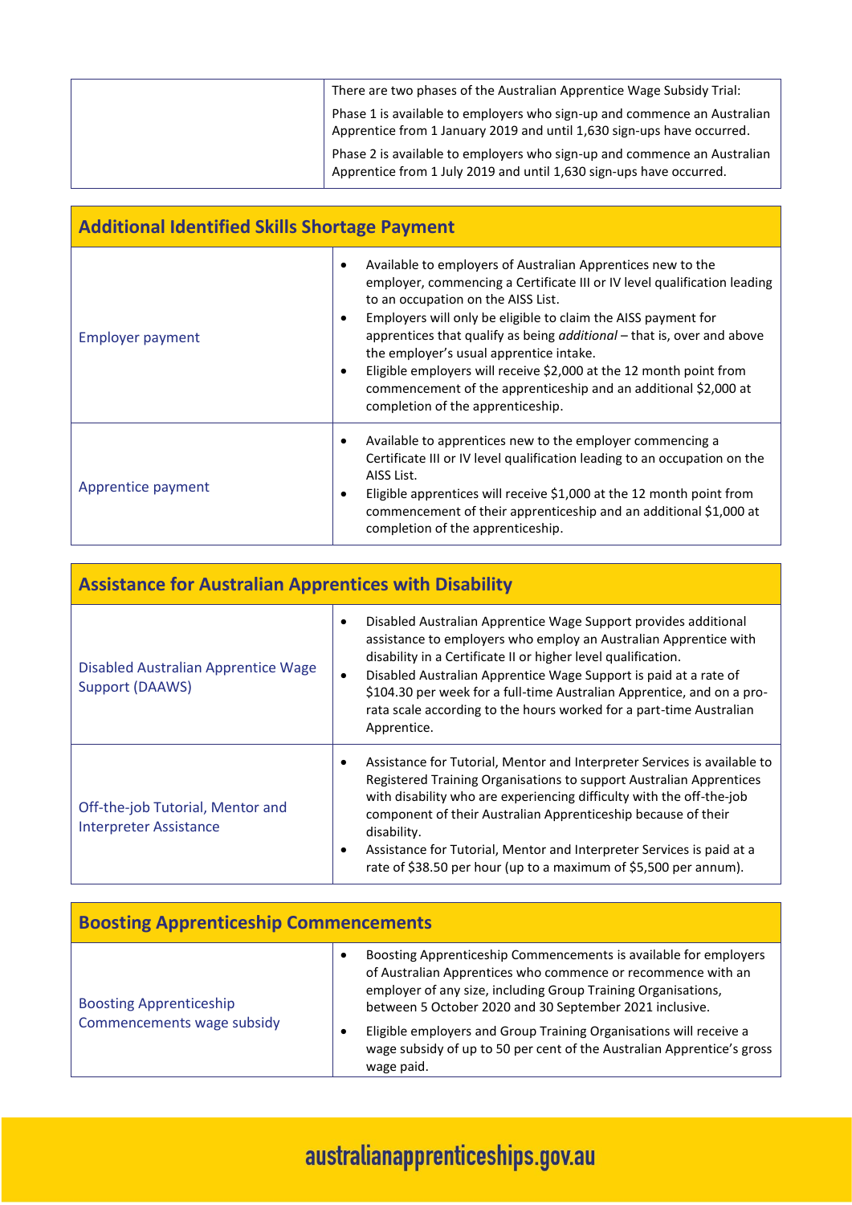| | |
|---|---|
| | There are two phases of the Australian Apprentice Wage Subsidy Trial:<br>Phase 1 is available to employers who sign-up and commence an Australian Apprentice from 1 January 2019 and until 1,630 sign-ups have occurred.<br>Phase 2 is available to employers who sign-up and commence an Australian Apprentice from 1 July 2019 and until 1,630 sign-ups have occurred. |

| Additional Identified Skills Shortage Payment | |
|---|---|
| Employer payment | • Available to employers of Australian Apprentices new to the employer, commencing a Certificate III or IV level qualification leading to an occupation on the AISS List.<br>• Employers will only be eligible to claim the AISS payment for apprentices that qualify as being *additional* – that is, over and above the employer's usual apprentice intake.<br>• Eligible employers will receive $2,000 at the 12 month point from commencement of the apprenticeship and an additional $2,000 at completion of the apprenticeship. |
| Apprentice payment | • Available to apprentices new to the employer commencing a Certificate III or IV level qualification leading to an occupation on the AISS List.<br>• Eligible apprentices will receive $1,000 at the 12 month point from commencement of their apprenticeship and an additional $1,000 at completion of the apprenticeship. |

| Assistance for Australian Apprentices with Disability | |
|---|---|
| Disabled Australian Apprentice Wage Support (DAAWS) | • Disabled Australian Apprentice Wage Support provides additional assistance to employers who employ an Australian Apprentice with disability in a Certificate II or higher level qualification.<br>• Disabled Australian Apprentice Wage Support is paid at a rate of $104.30 per week for a full-time Australian Apprentice, and on a pro-rata scale according to the hours worked for a part-time Australian Apprentice. |
| Off-the-job Tutorial, Mentor and Interpreter Assistance | • Assistance for Tutorial, Mentor and Interpreter Services is available to Registered Training Organisations to support Australian Apprentices with disability who are experiencing difficulty with the off-the-job component of their Australian Apprenticeship because of their disability.<br>• Assistance for Tutorial, Mentor and Interpreter Services is paid at a rate of $38.50 per hour (up to a maximum of $5,500 per annum). |

| Boosting Apprenticeship Commencements | |
|---|---|
| Boosting Apprenticeship Commencements wage subsidy | • Boosting Apprenticeship Commencements is available for employers of Australian Apprentices who commence or recommence with an employer of any size, including Group Training Organisations, between 5 October 2020 and 30 September 2021 inclusive.<br>• Eligible employers and Group Training Organisations will receive a wage subsidy of up to 50 per cent of the Australian Apprentice's gross wage paid. |

australianapprenticeships.gov.au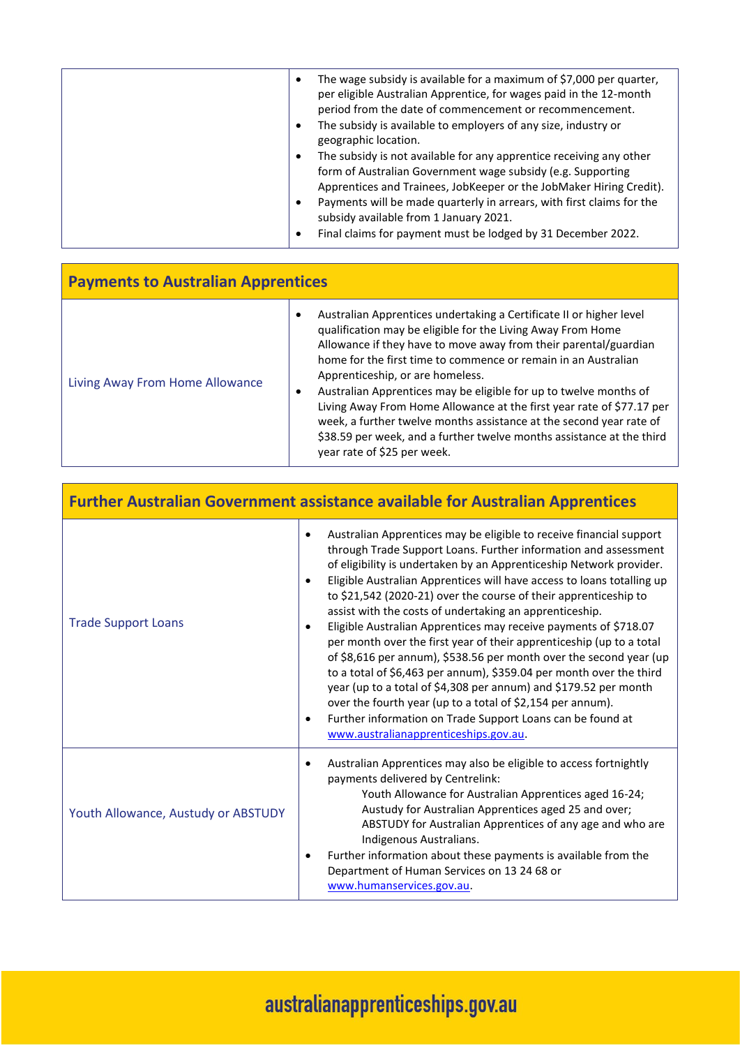| | |
|---|---|
| | • The wage subsidy is available for a maximum of $7,000 per quarter, per eligible Australian Apprentice, for wages paid in the 12-month period from the date of commencement or recommencement.<br>• The subsidy is available to employers of any size, industry or geographic location.<br>• The subsidy is not available for any apprentice receiving any other form of Australian Government wage subsidy (e.g. Supporting Apprentices and Trainees, JobKeeper or the JobMaker Hiring Credit).<br>• Payments will be made quarterly in arrears, with first claims for the subsidy available from 1 January 2021.<br>• Final claims for payment must be lodged by 31 December 2022. |

## Payments to Australian Apprentices

| | |
|---|---|
| Living Away From Home Allowance | • Australian Apprentices undertaking a Certificate II or higher level qualification may be eligible for the Living Away From Home Allowance if they have to move away from their parental/guardian home for the first time to commence or remain in an Australian Apprenticeship, or are homeless.<br>• Australian Apprentices may be eligible for up to twelve months of Living Away From Home Allowance at the first year rate of $77.17 per week, a further twelve months assistance at the second year rate of $38.59 per week, and a further twelve months assistance at the third year rate of $25 per week. |

## Further Australian Government assistance available for Australian Apprentices

| | |
|---|---|
| Trade Support Loans | • Australian Apprentices may be eligible to receive financial support through Trade Support Loans. Further information and assessment of eligibility is undertaken by an Apprenticeship Network provider.<br>• Eligible Australian Apprentices will have access to loans totalling up to $21,542 (2020-21) over the course of their apprenticeship to assist with the costs of undertaking an apprenticeship.<br>• Eligible Australian Apprentices may receive payments of $718.07 per month over the first year of their apprenticeship (up to a total of $8,616 per annum), $538.56 per month over the second year (up to a total of $6,463 per annum), $359.04 per month over the third year (up to a total of $4,308 per annum) and $179.52 per month over the fourth year (up to a total of $2,154 per annum).<br>• Further information on Trade Support Loans can be found at www.australianapprenticeships.gov.au. |
| Youth Allowance, Austudy or ABSTUDY | • Australian Apprentices may also be eligible to access fortnightly payments delivered by Centrelink:<br>Youth Allowance for Australian Apprentices aged 16-24;<br>Austudy for Australian Apprentices aged 25 and over;<br>ABSTUDY for Australian Apprentices of any age and who are Indigenous Australians.<br>• Further information about these payments is available from the Department of Human Services on 13 24 68 or www.humanservices.gov.au. |

australianapprenticeships.gov.au